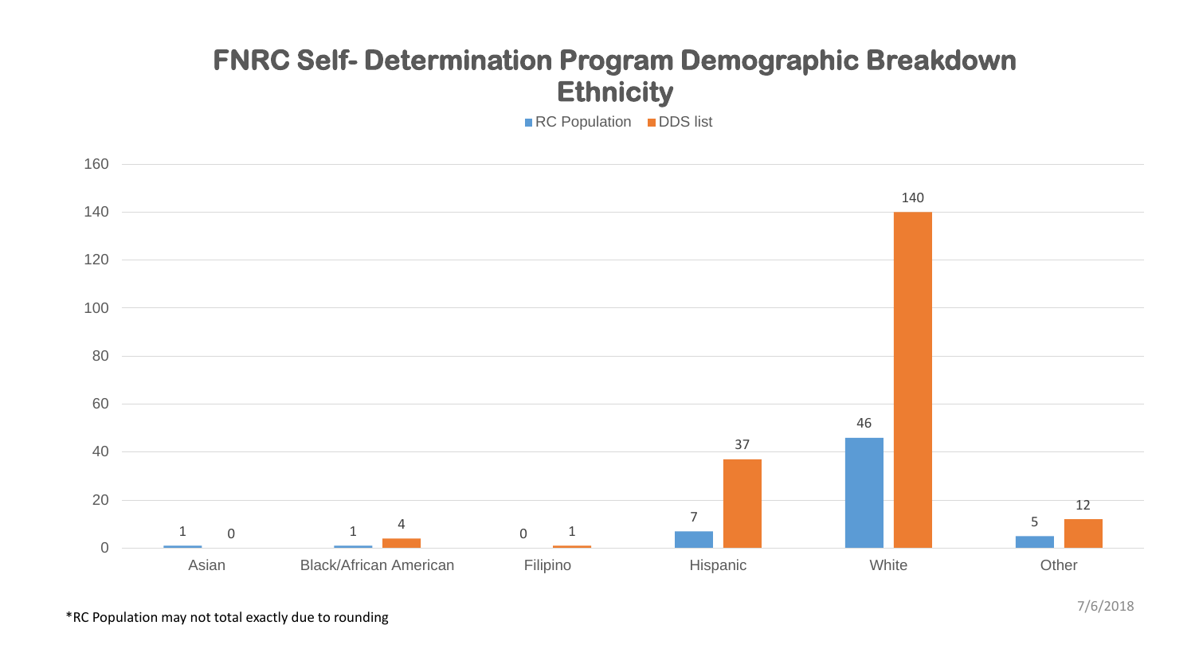# FNRC Self- Determination Program Demographic Breakdown Ethnicity

RC Population
DDS list

160
140
120
100
80
60
40
20
0

Asian: 1, 0
Black/African American: 1, 4
Filipino: 0, 1
Hispanic: 7, 37
White: 46, 140
Other: 5, 12

*RC Population may not total exactly due to rounding

7/6/2018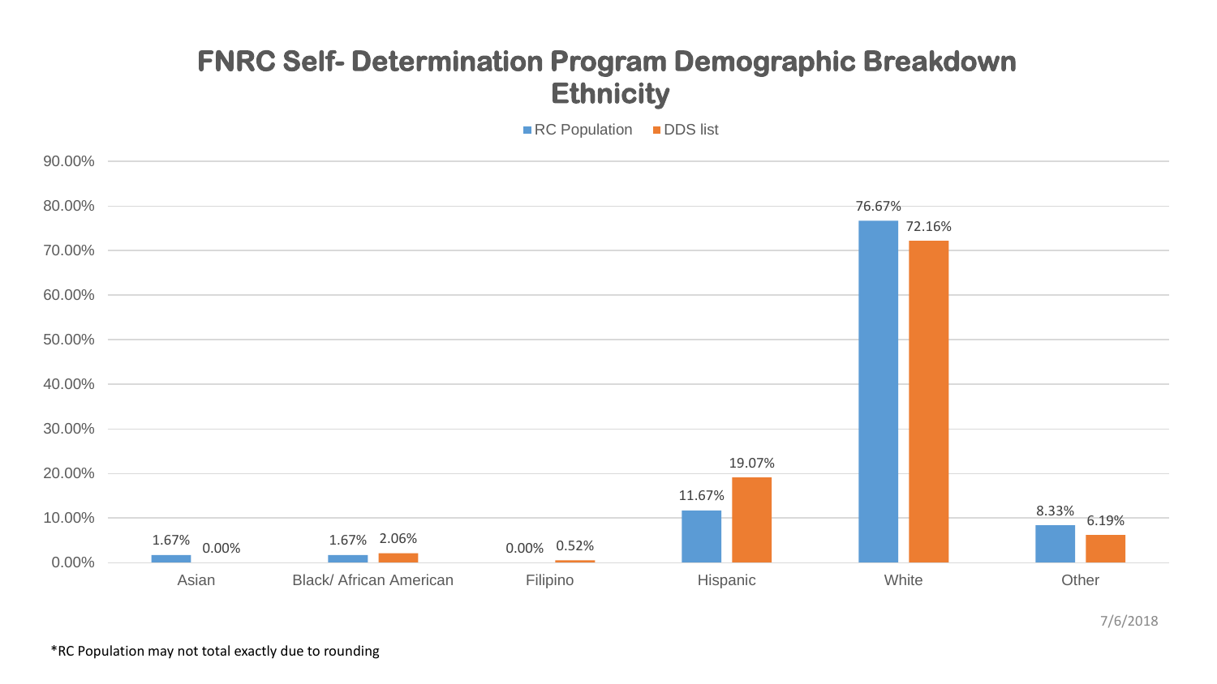# FNRC Self- Determination Program Demographic Breakdown Ethnicity

| Ethnicity | RC Population | DDS list |
|---|---|---|
| Asian | 1.67% | 0.00% |
| Black/ African American | 1.67% | 2.06% |
| Filipino | 0.00% | 0.52% |
| Hispanic | 11.67% | 19.07% |
| White | 76.67% | 72.16% |
| Other | 8.33% | 6.19% |

7/6/2018

*RC Population may not total exactly due to rounding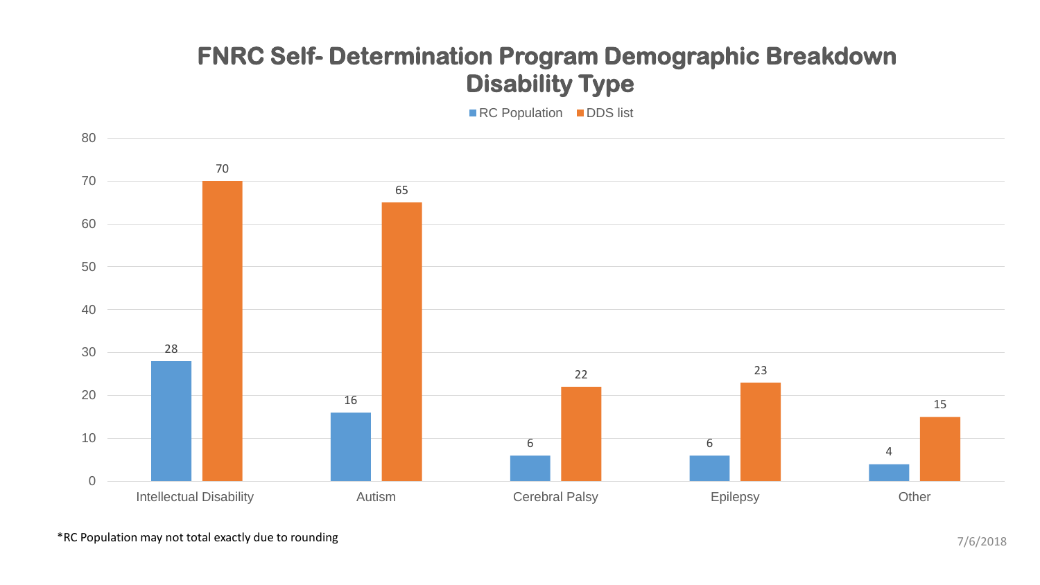# FNRC Self- Determination Program Demographic Breakdown
## Disability Type

RC Population
DDS list

80
70
60
50
40
30
20
10
0

70
65
28
16
22
23
15
6
6
4

Intellectual Disability
Autism
Cerebral Palsy
Epilepsy
Other

*RC Population may not total exactly due to rounding

7/6/2018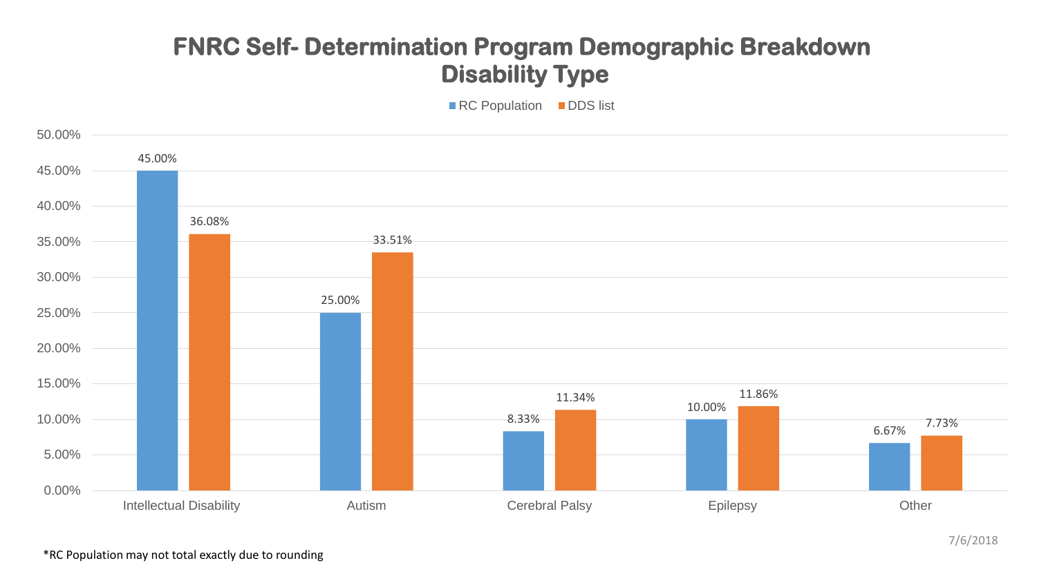# FNRC Self- Determination Program Demographic Breakdown Disability Type

RC Population
DDS list

50.00%
45.00%
40.00%
35.00%
30.00%
25.00%
20.00%
15.00%
10.00%
5.00%
0.00%

Intellectual Disability
45.00%
36.08%

Autism
25.00%
33.51%

Cerebral Palsy
8.33%
11.34%

Epilepsy
10.00%
11.86%

Other
6.67%
7.73%

7/6/2018

*RC Population may not total exactly due to rounding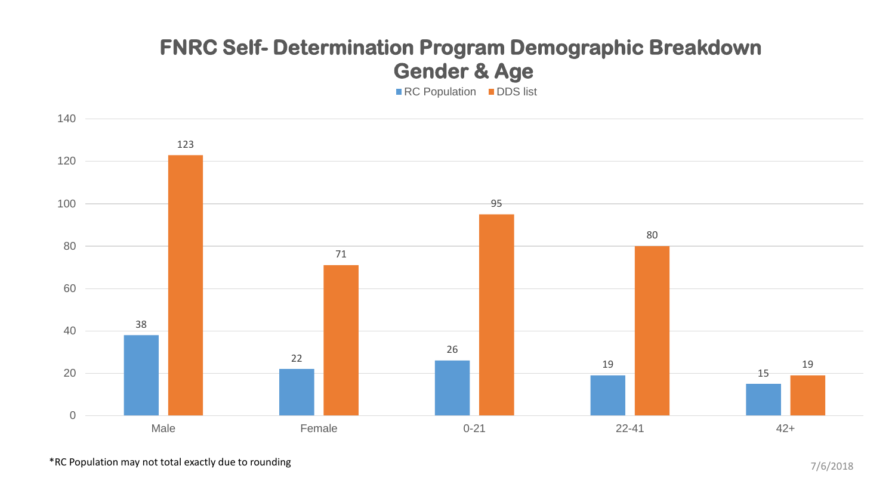# FNRC Self- Determination Program Demographic Breakdown
# Gender & Age

RC Population
DDS list

140
120
100
80
60
40
20
0

38
123
22
71
26
95
19
80
15
19

Male
Female
0-21
22-41
42+

*RC Population may not total exactly due to rounding

7/6/2018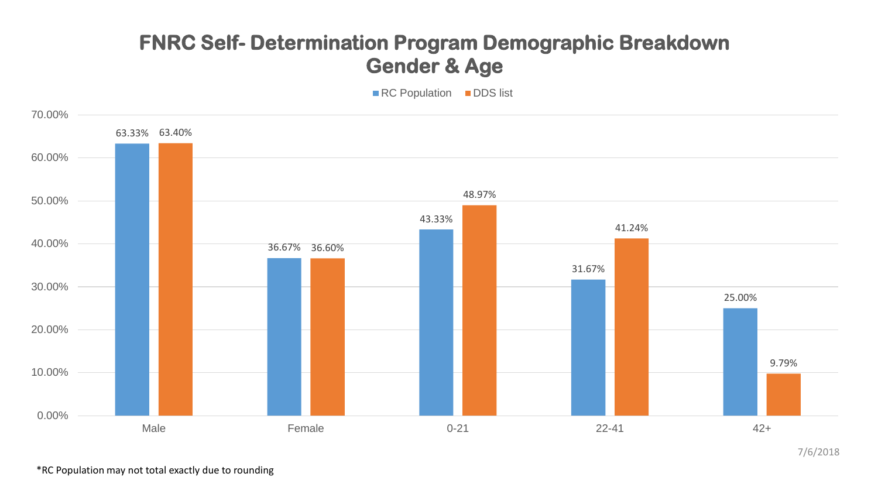# FNRC Self- Determination Program Demographic Breakdown
# Gender & Age

RC Population
DDS list

70.00%
60.00%
50.00%
40.00%
30.00%
20.00%
10.00%
0.00%

Male
63.33%
63.40%

Female
36.67%
36.60%

0-21
43.33%
48.97%

22-41
31.67%
41.24%

42+
25.00%
9.79%

7/6/2018

*RC Population may not total exactly due to rounding